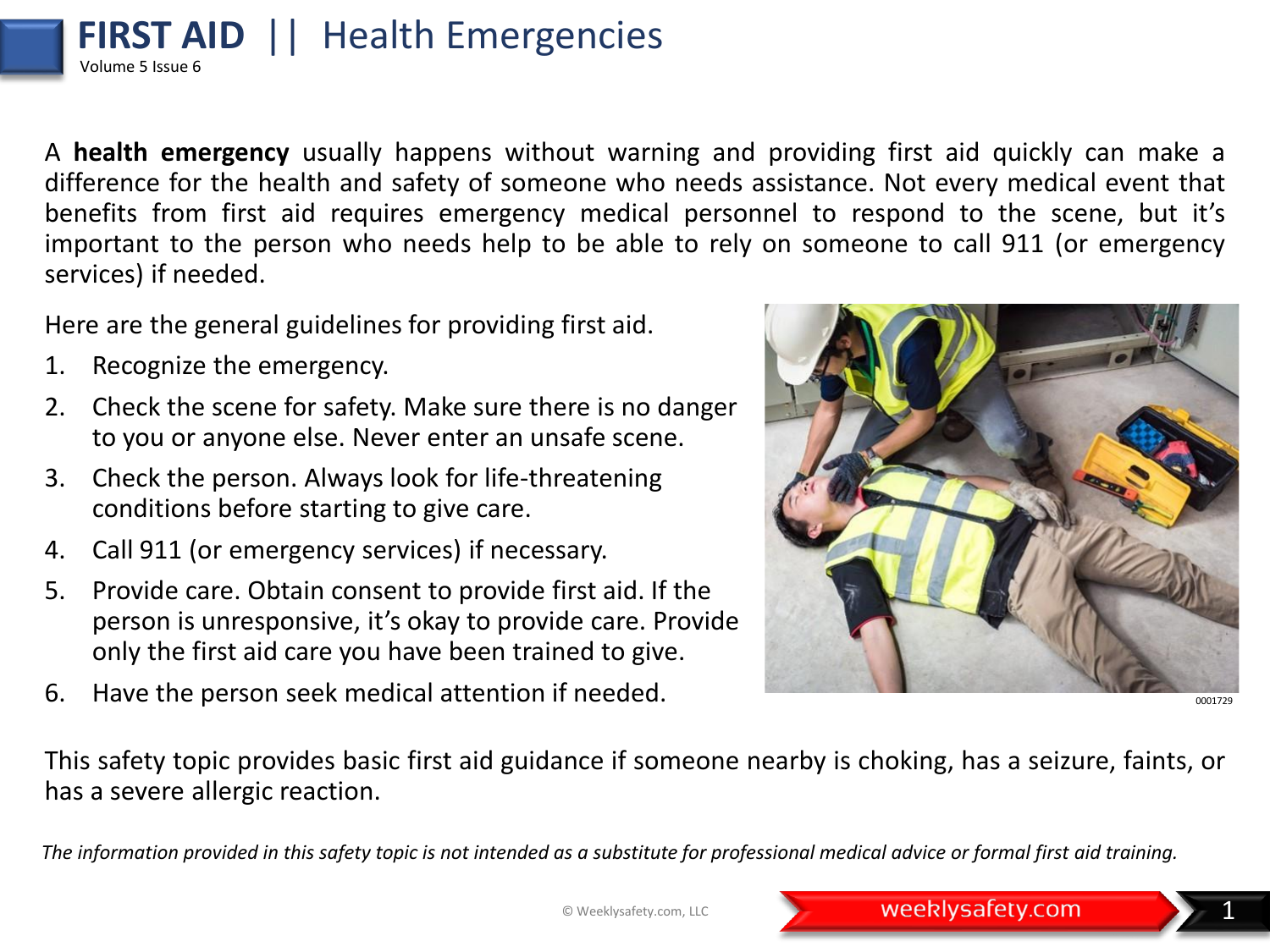# FIRST AID || Health Emergencies

Volume 5 Issue 6

A **health emergency** usually happens without warning and providing first aid quickly can make a difference for the health and safety of someone who needs assistance. Not every medical event that benefits from first aid requires emergency medical personnel to respond to the scene, but it's important to the person who needs help to be able to rely on someone to call 911 (or emergency services) if needed.

Here are the general guidelines for providing first aid.

1. Recognize the emergency.
2. Check the scene for safety. Make sure there is no danger to you or anyone else. Never enter an unsafe scene.
3. Check the person. Always look for life-threatening conditions before starting to give care.
4. Call 911 (or emergency services) if necessary.
5. Provide care. Obtain consent to provide first aid. If the person is unresponsive, it's okay to provide care. Provide only the first aid care you have been trained to give.
6. Have the person seek medical attention if needed.

0001729

This safety topic provides basic first aid guidance if someone nearby is choking, has a seizure, faints, or has a severe allergic reaction.

*The information provided in this safety topic is not intended as a substitute for professional medical advice or formal first aid training.*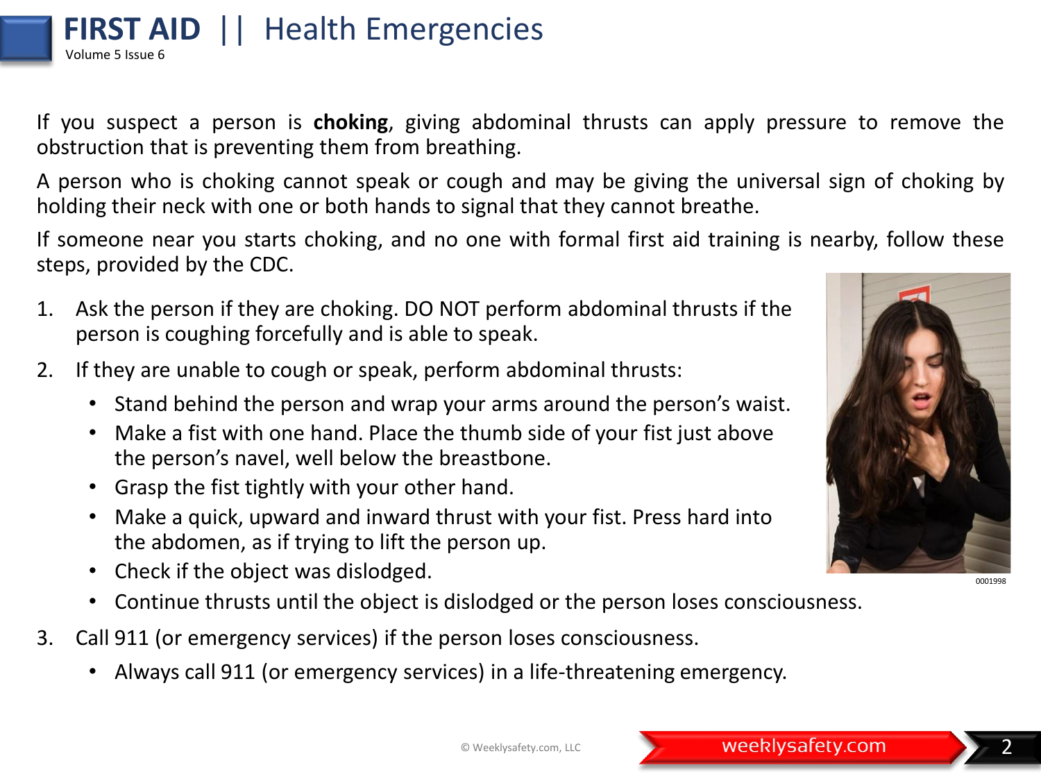If you suspect a person is **choking**, giving abdominal thrusts can apply pressure to remove the obstruction that is preventing them from breathing.

A person who is choking cannot speak or cough and may be giving the universal sign of choking by holding their neck with one or both hands to signal that they cannot breathe.

If someone near you starts choking, and no one with formal first aid training is nearby, follow these steps, provided by the CDC.

1. Ask the person if they are choking. DO NOT perform abdominal thrusts if the person is coughing forcefully and is able to speak.
2. If they are unable to cough or speak, perform abdominal thrusts:
   - Stand behind the person and wrap your arms around the person's waist.
   - Make a fist with one hand. Place the thumb side of your fist just above the person's navel, well below the breastbone.
   - Grasp the fist tightly with your other hand.
   - Make a quick, upward and inward thrust with your fist. Press hard into the abdomen, as if trying to lift the person up.
   - Check if the object was dislodged.
   - Continue thrusts until the object is dislodged or the person loses consciousness.
3. Call 911 (or emergency services) if the person loses consciousness.
   - Always call 911 (or emergency services) in a life-threatening emergency.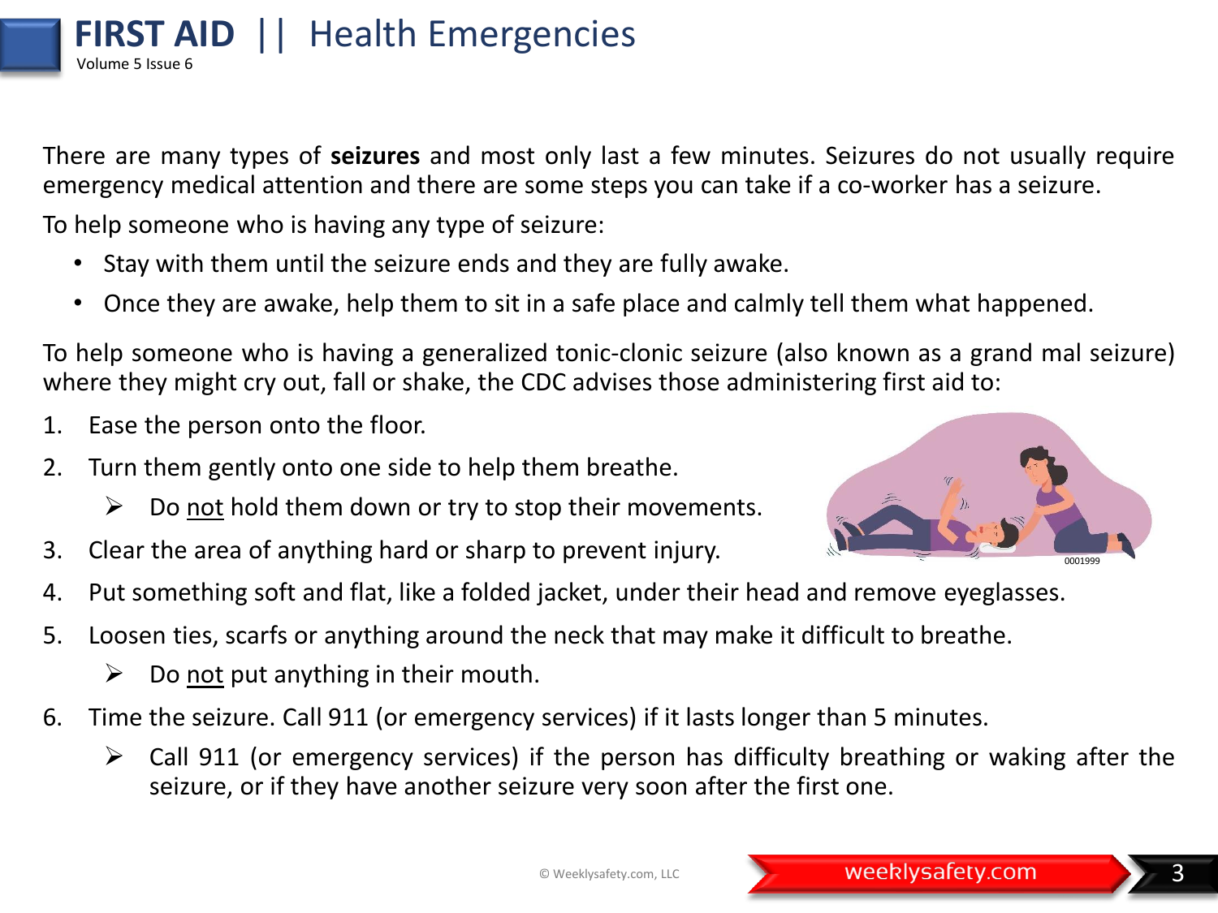There are many types of **seizures** and most only last a few minutes. Seizures do not usually require emergency medical attention and there are some steps you can take if a co-worker has a seizure.

To help someone who is having any type of seizure:

- Stay with them until the seizure ends and they are fully awake.
- Once they are awake, help them to sit in a safe place and calmly tell them what happened.

To help someone who is having a generalized tonic-clonic seizure (also known as a grand mal seizure) where they might cry out, fall or shake, the CDC advises those administering first aid to:

1. Ease the person onto the floor.
2. Turn them gently onto one side to help them breathe.
   - Do <u>not</u> hold them down or try to stop their movements.
3. Clear the area of anything hard or sharp to prevent injury.
4. Put something soft and flat, like a folded jacket, under their head and remove eyeglasses.
5. Loosen ties, scarfs or anything around the neck that may make it difficult to breathe.
   - Do <u>not</u> put anything in their mouth.
6. Time the seizure. Call 911 (or emergency services) if it lasts longer than 5 minutes.
   - Call 911 (or emergency services) if the person has difficulty breathing or waking after the seizure, or if they have another seizure very soon after the first one.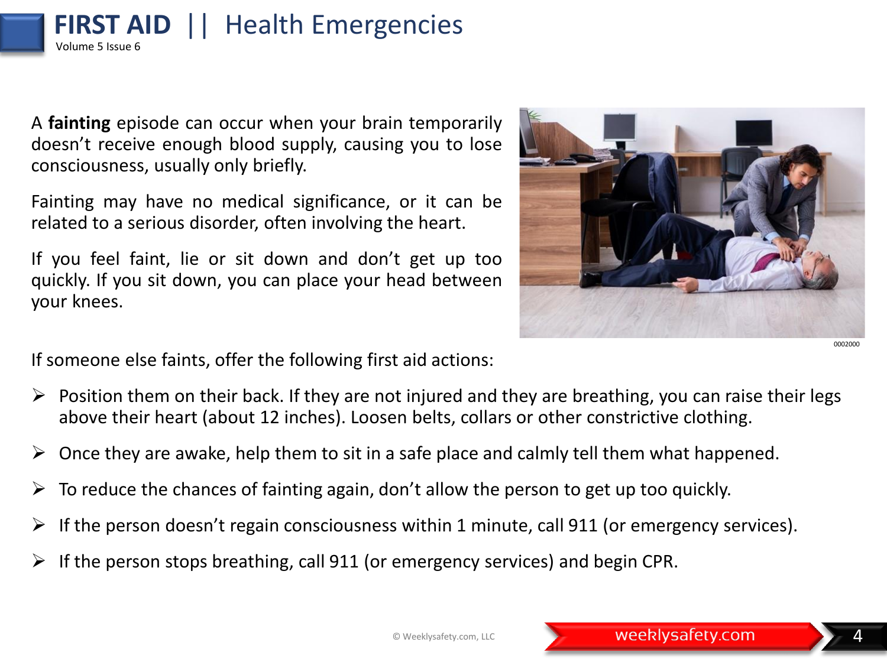# FIRST AID || Health Emergencies

A **fainting** episode can occur when your brain temporarily doesn't receive enough blood supply, causing you to lose consciousness, usually only briefly.

Fainting may have no medical significance, or it can be related to a serious disorder, often involving the heart.

If you feel faint, lie or sit down and don't get up too quickly. If you sit down, you can place your head between your knees.

If someone else faints, offer the following first aid actions:

- Position them on their back. If they are not injured and they are breathing, you can raise their legs above their heart (about 12 inches). Loosen belts, collars or other constrictive clothing.
- Once they are awake, help them to sit in a safe place and calmly tell them what happened.
- To reduce the chances of fainting again, don't allow the person to get up too quickly.
- If the person doesn't regain consciousness within 1 minute, call 911 (or emergency services).
- If the person stops breathing, call 911 (or emergency services) and begin CPR.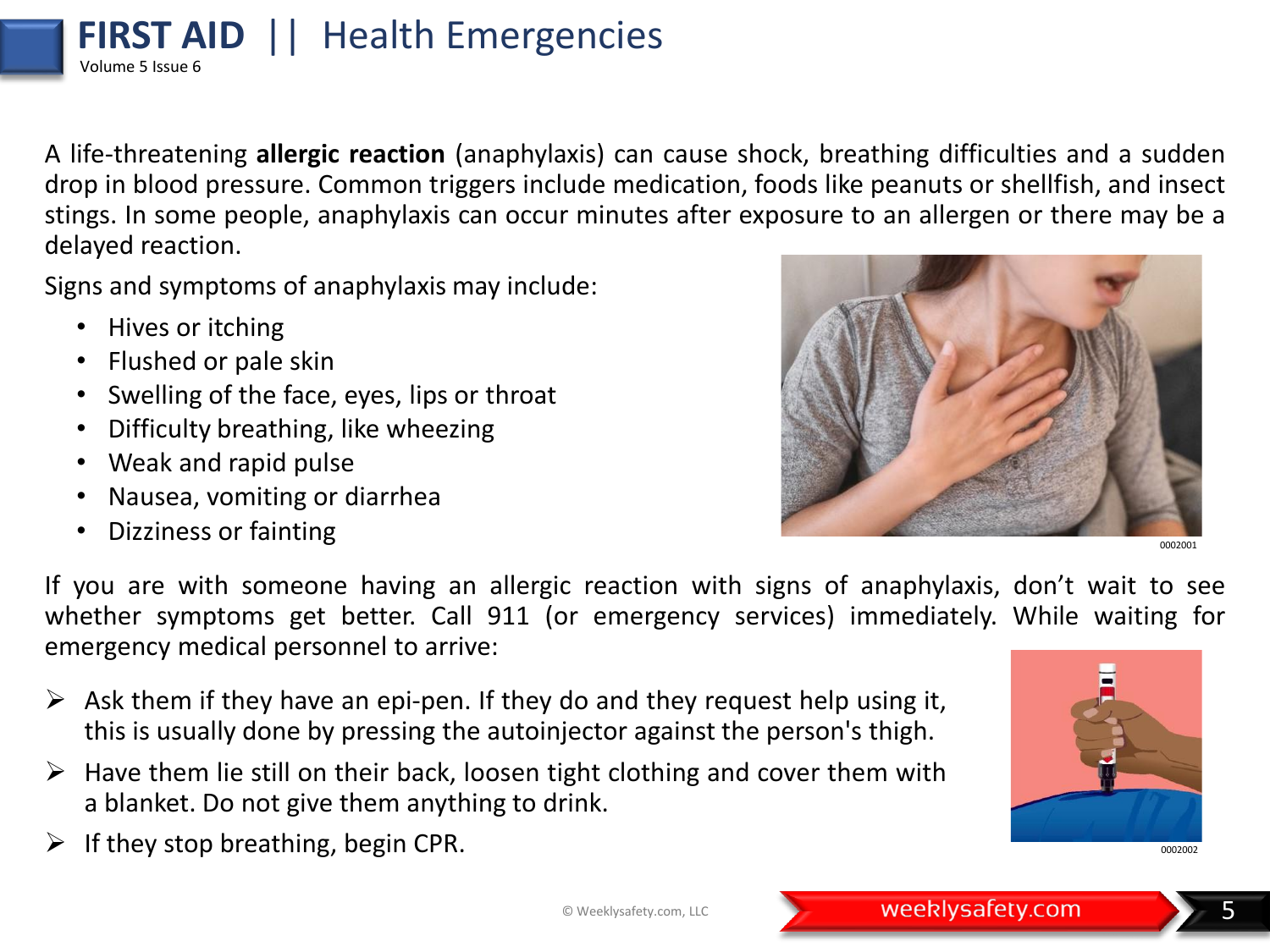A life-threatening **allergic reaction** (anaphylaxis) can cause shock, breathing difficulties and a sudden drop in blood pressure. Common triggers include medication, foods like peanuts or shellfish, and insect stings. In some people, anaphylaxis can occur minutes after exposure to an allergen or there may be a delayed reaction.

Signs and symptoms of anaphylaxis may include:

- Hives or itching
- Flushed or pale skin
- Swelling of the face, eyes, lips or throat
- Difficulty breathing, like wheezing
- Weak and rapid pulse
- Nausea, vomiting or diarrhea
- Dizziness or fainting

0002001

If you are with someone having an allergic reaction with signs of anaphylaxis, don't wait to see whether symptoms get better. Call 911 (or emergency services) immediately. While waiting for emergency medical personnel to arrive:

- Ask them if they have an epi-pen. If they do and they request help using it, this is usually done by pressing the autoinjector against the person's thigh.
- Have them lie still on their back, loosen tight clothing and cover them with a blanket. Do not give them anything to drink.
- If they stop breathing, begin CPR.

0002002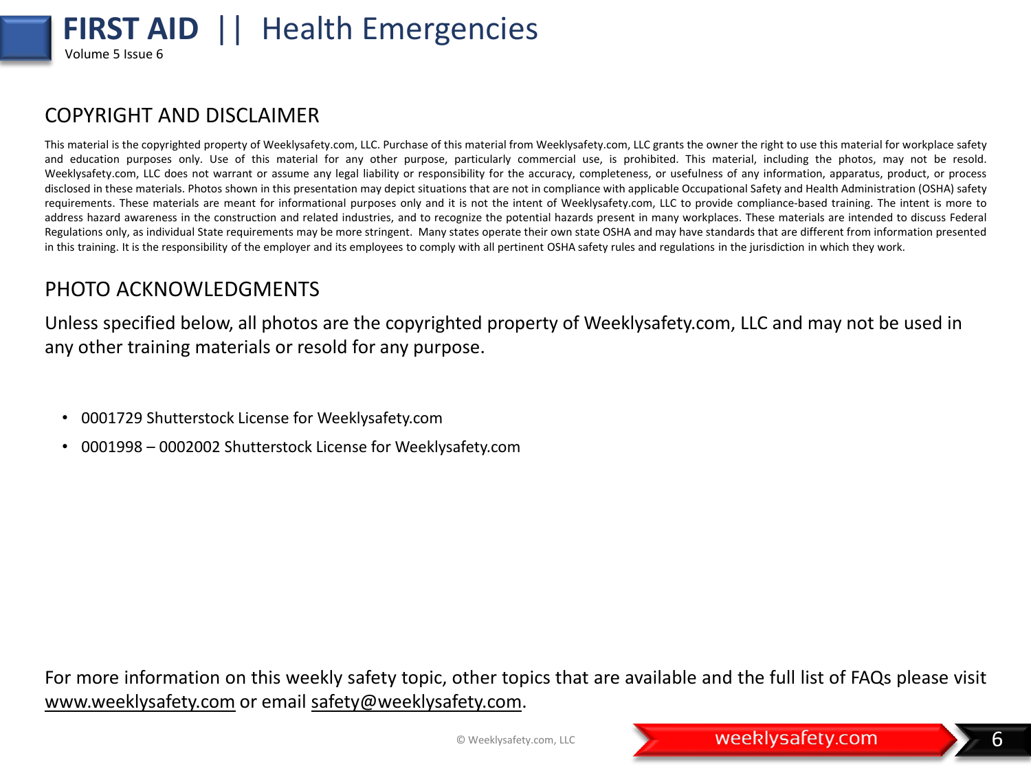## COPYRIGHT AND DISCLAIMER

This material is the copyrighted property of Weeklysafety.com, LLC. Purchase of this material from Weeklysafety.com, LLC grants the owner the right to use this material for workplace safety and education purposes only. Use of this material for any other purpose, particularly commercial use, is prohibited. This material, including the photos, may not be resold. Weeklysafety.com, LLC does not warrant or assume any legal liability or responsibility for the accuracy, completeness, or usefulness of any information, apparatus, product, or process disclosed in these materials. Photos shown in this presentation may depict situations that are not in compliance with applicable Occupational Safety and Health Administration (OSHA) safety requirements. These materials are meant for informational purposes only and it is not the intent of Weeklysafety.com, LLC to provide compliance-based training. The intent is more to address hazard awareness in the construction and related industries, and to recognize the potential hazards present in many workplaces. These materials are intended to discuss Federal Regulations only, as individual State requirements may be more stringent. Many states operate their own state OSHA and may have standards that are different from information presented in this training. It is the responsibility of the employer and its employees to comply with all pertinent OSHA safety rules and regulations in the jurisdiction in which they work.

## PHOTO ACKNOWLEDGMENTS

Unless specified below, all photos are the copyrighted property of Weeklysafety.com, LLC and may not be used in any other training materials or resold for any purpose.

- 0001729 Shutterstock License for Weeklysafety.com
- 0001998 – 0002002 Shutterstock License for Weeklysafety.com

For more information on this weekly safety topic, other topics that are available and the full list of FAQs please visit www.weeklysafety.com or email safety@weeklysafety.com.